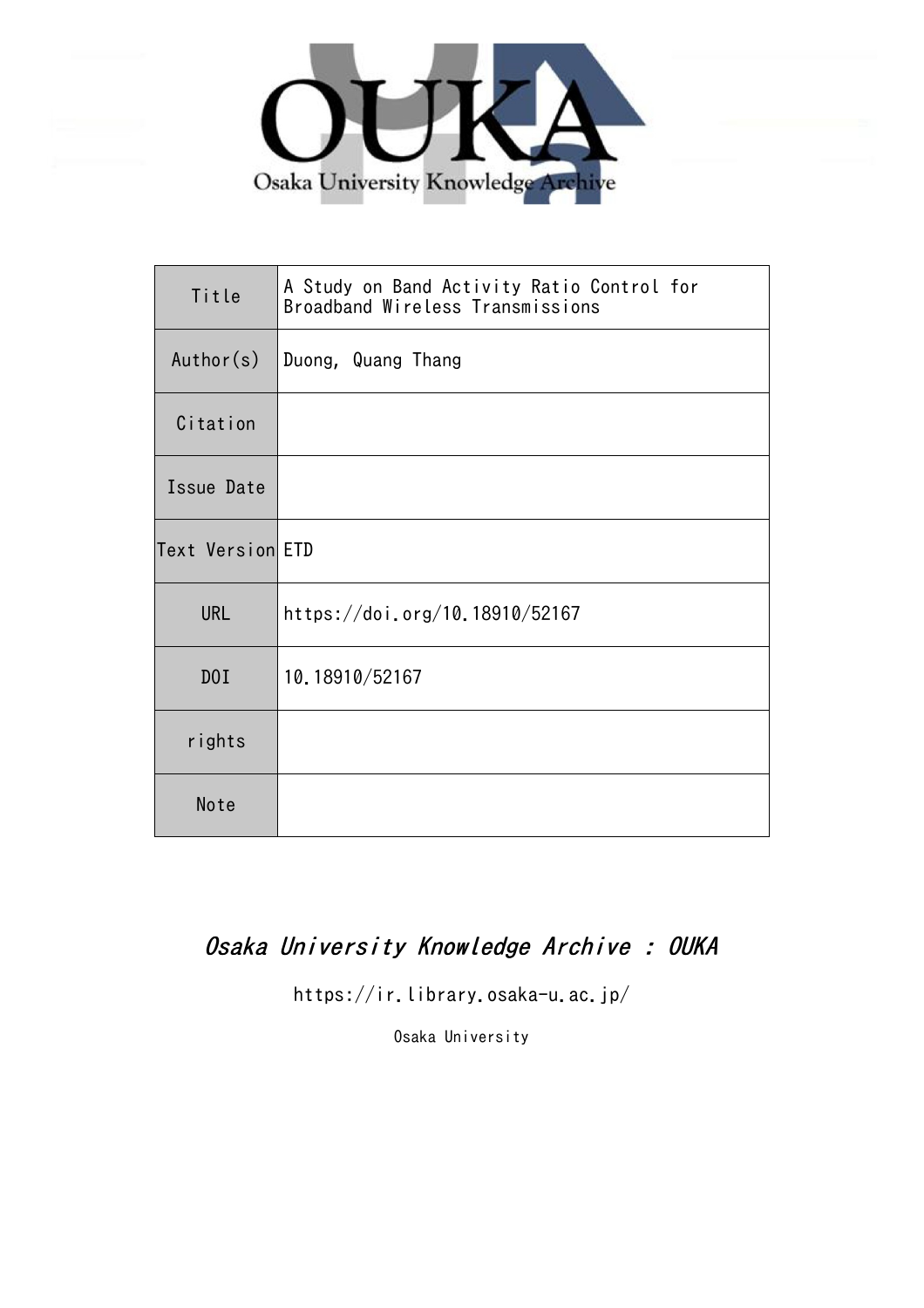OUKA

Osaka University Knowledge Archive

| Title | A Study on Band Activity Ratio Control for Broadband Wireless Transmissions |
| --- | --- |
| Author(s) | Duong, Quang Thang |
| Citation | |
| Issue Date | |
| Text Version | ETD |
| URL | https://doi.org/10.18910/52167 |
| DOI | 10.18910/52167 |
| rights | |
| Note | |

*Osaka University Knowledge Archive : OUKA*

https://ir.library.osaka-u.ac.jp/

Osaka University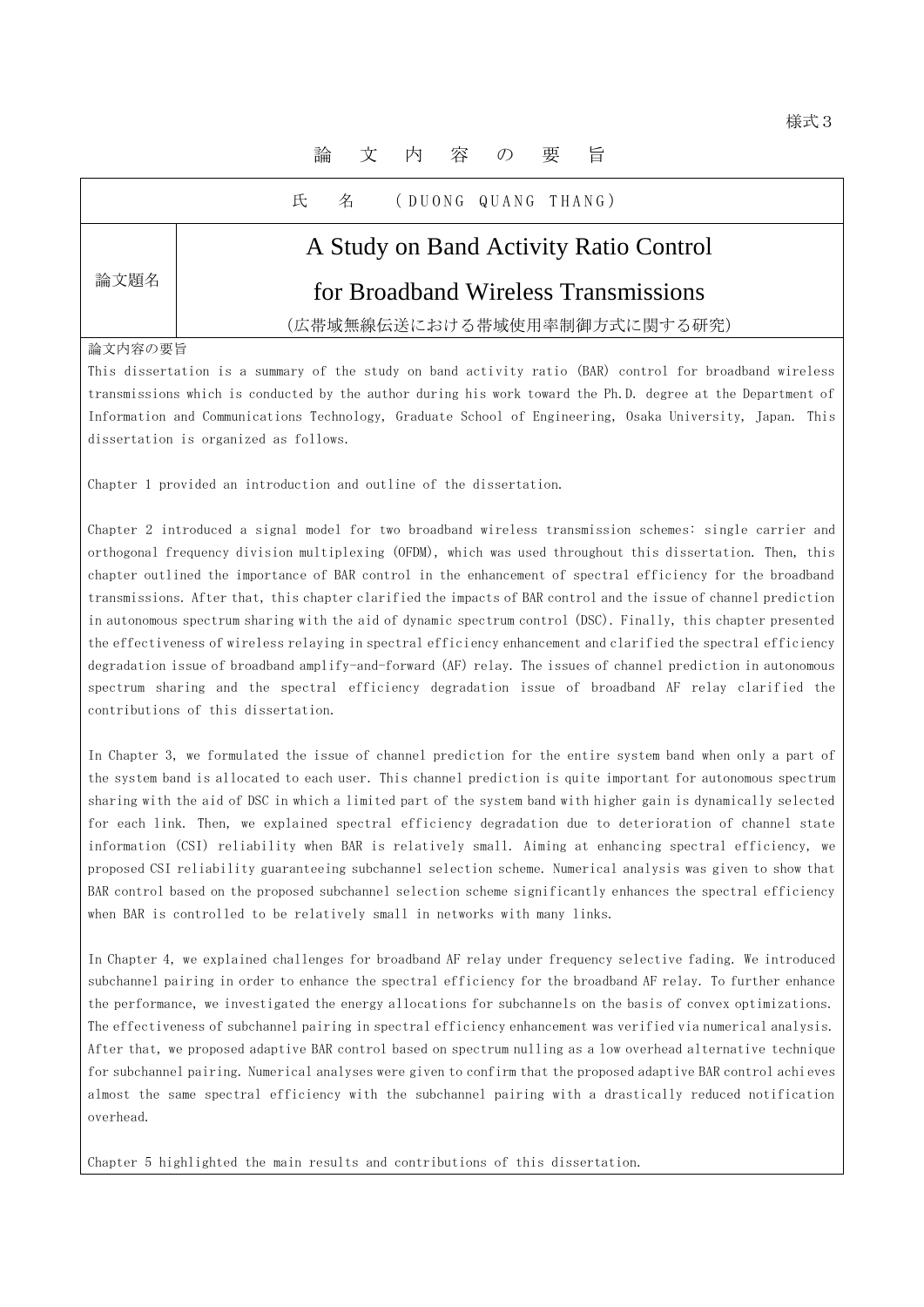様式3

# 論　文　内　容　の　要　旨

| 氏　名 | ( DUONG QUANG THANG ) |
| --- | --- |
| 論文題名 | A Study on Band Activity Ratio Control for Broadband Wireless Transmissions<br>(広帯域無線伝送における帯域使用率制御方式に関する研究) |

論文内容の要旨

This dissertation is a summary of the study on band activity ratio (BAR) control for broadband wireless transmissions which is conducted by the author during his work toward the Ph.D. degree at the Department of Information and Communications Technology, Graduate School of Engineering, Osaka University, Japan. This dissertation is organized as follows.

Chapter 1 provided an introduction and outline of the dissertation.

Chapter 2 introduced a signal model for two broadband wireless transmission schemes: single carrier and orthogonal frequency division multiplexing (OFDM), which was used throughout this dissertation. Then, this chapter outlined the importance of BAR control in the enhancement of spectral efficiency for the broadband transmissions. After that, this chapter clarified the impacts of BAR control and the issue of channel prediction in autonomous spectrum sharing with the aid of dynamic spectrum control (DSC). Finally, this chapter presented the effectiveness of wireless relaying in spectral efficiency enhancement and clarified the spectral efficiency degradation issue of broadband amplify-and-forward (AF) relay. The issues of channel prediction in autonomous spectrum sharing and the spectral efficiency degradation issue of broadband AF relay clarified the contributions of this dissertation.

In Chapter 3, we formulated the issue of channel prediction for the entire system band when only a part of the system band is allocated to each user. This channel prediction is quite important for autonomous spectrum sharing with the aid of DSC in which a limited part of the system band with higher gain is dynamically selected for each link. Then, we explained spectral efficiency degradation due to deterioration of channel state information (CSI) reliability when BAR is relatively small. Aiming at enhancing spectral efficiency, we proposed CSI reliability guaranteeing subchannel selection scheme. Numerical analysis was given to show that BAR control based on the proposed subchannel selection scheme significantly enhances the spectral efficiency when BAR is controlled to be relatively small in networks with many links.

In Chapter 4, we explained challenges for broadband AF relay under frequency selective fading. We introduced subchannel pairing in order to enhance the spectral efficiency for the broadband AF relay. To further enhance the performance, we investigated the energy allocations for subchannels on the basis of convex optimizations. The effectiveness of subchannel pairing in spectral efficiency enhancement was verified via numerical analysis. After that, we proposed adaptive BAR control based on spectrum nulling as a low overhead alternative technique for subchannel pairing. Numerical analyses were given to confirm that the proposed adaptive BAR control achieves almost the same spectral efficiency with the subchannel pairing with a drastically reduced notification overhead.

Chapter 5 highlighted the main results and contributions of this dissertation.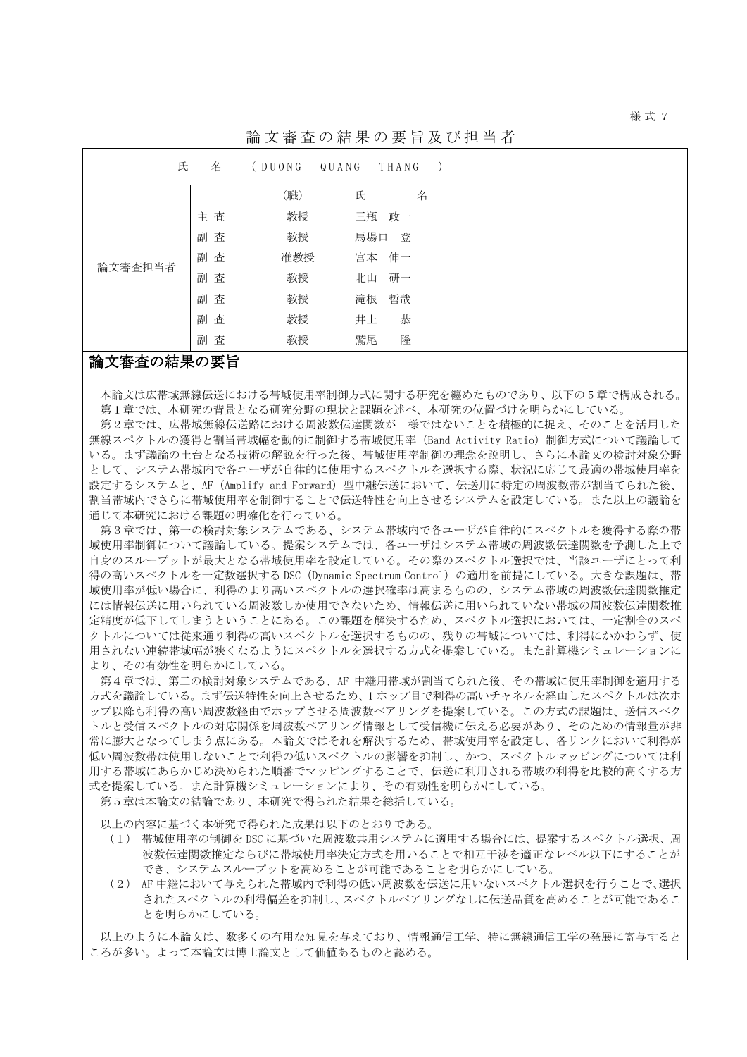様式７

# 論文審査の結果の要旨及び担当者

| | | | |
|---|---|---|---|
| 氏　名 | （ DUONG　QUANG　THANG ） | | |
| 論文審査担当者 | | (職) | 氏　　　名 |
| | 主 査 | 教授 | 三瓶　政一 |
| | 副 査 | 教授 | 馬場口　登 |
| | 副 査 | 准教授 | 宮本　伸一 |
| | 副 査 | 教授 | 北山　研一 |
| | 副 査 | 教授 | 滝根　哲哉 |
| | 副 査 | 教授 | 井上　　恭 |
| | 副 査 | 教授 | 鷲尾　　隆 |

## 論文審査の結果の要旨

本論文は広帯域無線伝送における帯域使用率制御方式に関する研究を纏めたものであり、以下の５章で構成される。

第１章では、本研究の背景となる研究分野の現状と課題を述べ、本研究の位置づけを明らかにしている。

第２章では、広帯域無線伝送路における周波数伝達関数が一様ではないことを積極的に捉え、そのことを活用した無線スペクトルの獲得と割当帯域幅を動的に制御する帯域使用率（Band Activity Ratio）制御方式について議論している。まず議論の土台となる技術の解説を行った後、帯域使用率制御の理念を説明し、さらに本論文の検討対象分野として、システム帯域内で各ユーザが自律的に使用するスペクトルを選択する際、状況に応じて最適の帯域使用率を設定するシステムと、AF（Amplify and Forward）型中継伝送において、伝送用に特定の周波数帯が割当てられた後、割当帯域内でさらに帯域使用率を制御することで伝送特性を向上させるシステムを設定している。また以上の議論を通じて本研究における課題の明確化を行っている。

第３章では、第一の検討対象システムである、システム帯域内で各ユーザが自律的にスペクトルを獲得する際の帯域使用率制御について議論している。提案システムでは、各ユーザはシステム帯域の周波数伝達関数を予測した上で自身のスループットが最大となる帯域使用率を設定している。その際のスペクトル選択では、当該ユーザにとって利得の高いスペクトルを一定数選択する DSC（Dynamic Spectrum Control）の適用を前提にしている。大きな課題は、帯域使用率が低い場合に、利得のより高いスペクトルの選択確率は高まるものの、システム帯域の周波数伝達関数推定には情報伝送に用いられている周波数しか使用できないため、情報伝送に用いられていない帯域の周波数伝達関数推定精度が低下してしまうということにある。この課題を解決するため、スペクトル選択においては、一定割合のスペクトルについては従来通り利得の高いスペクトルを選択するものの、残りの帯域については、利得にかかわらず、使用されない連続帯域幅が狭くなるようにスペクトルを選択する方式を提案している。また計算機シミュレーションにより、その有効性を明らかにしている。

第４章では、第二の検討対象システムである、AF 中継用帯域が割当てられた後、その帯域に使用率制御を適用する方式を議論している。まず伝送特性を向上させるため、１ホップ目で利得の高いチャネルを経由したスペクトルは次ホップ以降も利得の高い周波数経由でホップさせる周波数ペアリングを提案している。この方式の課題は、送信スペクトルと受信スペクトルの対応関係を周波数ペアリング情報として受信機に伝える必要があり、そのための情報量が非常に膨大となってしまう点にある。本論文ではそれを解決するため、帯域使用率を設定し、各リンクにおいて利得が低い周波数帯は使用しないことで利得の低いスペクトルの影響を抑制し、かつ、スペクトルマッピングについては利用する帯域にあらかじめ決められた順番でマッピングすることで、伝送に利用される帯域の利得を比較的高くする方式を提案している。また計算機シミュレーションにより、その有効性を明らかにしている。

第５章は本論文の結論であり、本研究で得られた結果を総括している。

以上の内容に基づく本研究で得られた成果は以下のとおりである。

（１） 帯域使用率の制御を DSC に基づいた周波数共用システムに適用する場合には、提案するスペクトル選択、周波数伝達関数推定ならびに帯域使用率決定方式を用いることで相互干渉を適正なレベル以下にすることができ、システムスループットを高めることが可能であることを明らかにしている。

（２） AF 中継において与えられた帯域内で利得の低い周波数を伝送に用いないスペクトル選択を行うことで、選択されたスペクトルの利得偏差を抑制し、スペクトルペアリングなしに伝送品質を高めることが可能であることを明らかにしている。

以上のように本論文は、数多くの有用な知見を与えており、情報通信工学、特に無線通信工学の発展に寄与するところが多い。よって本論文は博士論文として価値あるものと認める。